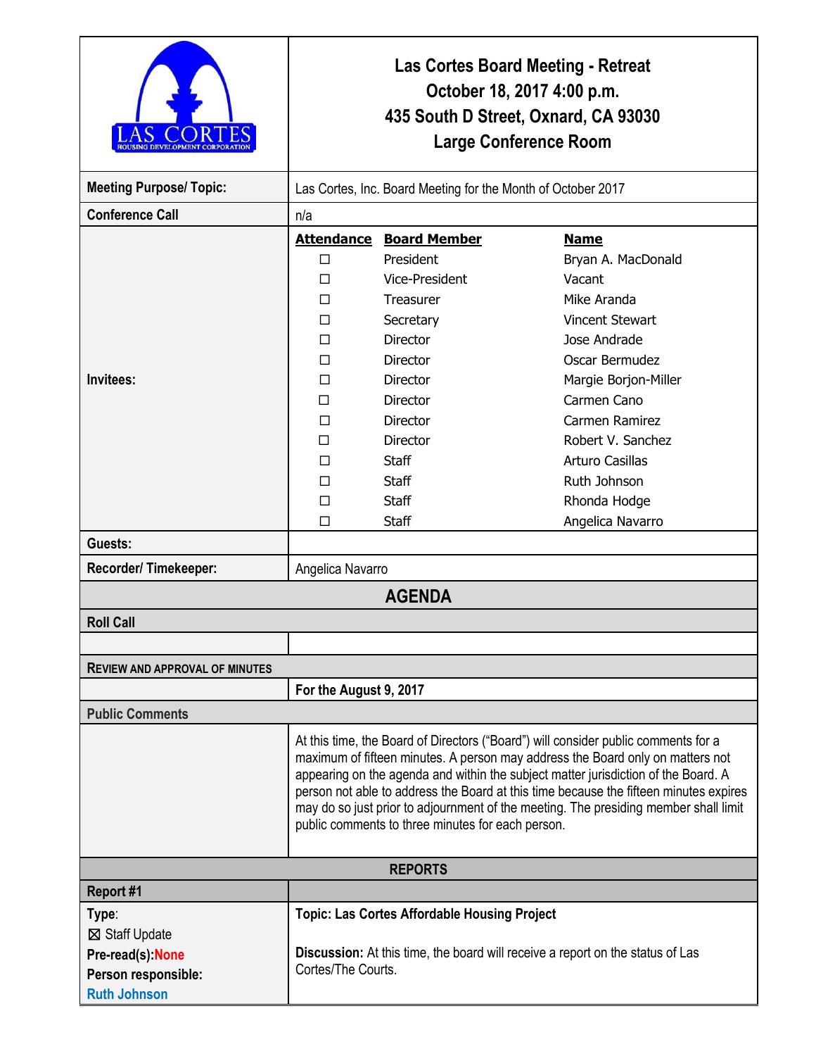# Las Cortes Board Meeting - Retreat

**October 18, 2017 4:00 p.m.**
**435 South D Street, Oxnard, CA 93030**
**Large Conference Room**

| | |
|---|---|
| **Meeting Purpose/ Topic:** | Las Cortes, Inc. Board Meeting for the Month of October 2017 |
| **Conference Call** | n/a |
| **Guests:** | |
| **Recorder/ Timekeeper:** | Angelica Navarro |

**Invitees:**

| Attendance | Board Member | Name |
|---|---|---|
| ☐ | President | Bryan A. MacDonald |
| ☐ | Vice-President | Vacant |
| ☐ | Treasurer | Mike Aranda |
| ☐ | Secretary | Vincent Stewart |
| ☐ | Director | Jose Andrade |
| ☐ | Director | Oscar Bermudez |
| ☐ | Director | Margie Borjon-Miller |
| ☐ | Director | Carmen Cano |
| ☐ | Director | Carmen Ramirez |
| ☐ | Director | Robert V. Sanchez |
| ☐ | Staff | Arturo Casillas |
| ☐ | Staff | Ruth Johnson |
| ☐ | Staff | Rhonda Hodge |
| ☐ | Staff | Angelica Navarro |

## AGENDA

### Roll Call

### REVIEW AND APPROVAL OF MINUTES

**For the August 9, 2017**

### Public Comments

At this time, the Board of Directors ("Board") will consider public comments for a maximum of fifteen minutes. A person may address the Board only on matters not appearing on the agenda and within the subject matter jurisdiction of the Board. A person not able to address the Board at this time because the fifteen minutes expires may do so just prior to adjournment of the meeting. The presiding member shall limit public comments to three minutes for each person.

### REPORTS

**Report #1**

| | |
|---|---|
| **Type**: ☒ Staff Update<br>**Pre-read(s):** None<br>**Person responsible:** Ruth Johnson | **Topic: Las Cortes Affordable Housing Project**<br><br>**Discussion:** At this time, the board will receive a report on the status of Las Cortes/The Courts. |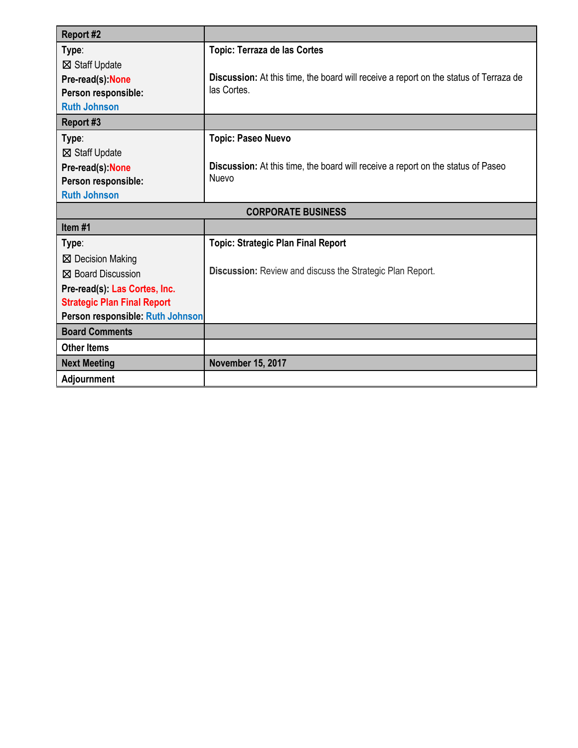| | |
|---|---|
| **Report #2** | |
| **Type**:<br>☒ Staff Update<br>**Pre-read(s):None**<br>**Person responsible:**<br>**Ruth Johnson** | **Topic: Terraza de las Cortes**<br><br>**Discussion:** At this time, the board will receive a report on the status of Terraza de las Cortes. |
| **Report #3** | |
| **Type**:<br>☒ Staff Update<br>**Pre-read(s):None**<br>**Person responsible:**<br>**Ruth Johnson** | **Topic: Paseo Nuevo**<br><br>**Discussion:** At this time, the board will receive a report on the status of Paseo Nuevo |
| **CORPORATE BUSINESS** | |
| **Item #1** | |
| **Type**:<br>☒ Decision Making<br>☒ Board Discussion<br>**Pre-read(s): Las Cortes, Inc. Strategic Plan Final Report**<br>**Person responsible: Ruth Johnson** | **Topic: Strategic Plan Final Report**<br><br>**Discussion:** Review and discuss the Strategic Plan Report. |
| **Board Comments** | |
| **Other Items** | |
| **Next Meeting** | **November 15, 2017** |
| **Adjournment** | |